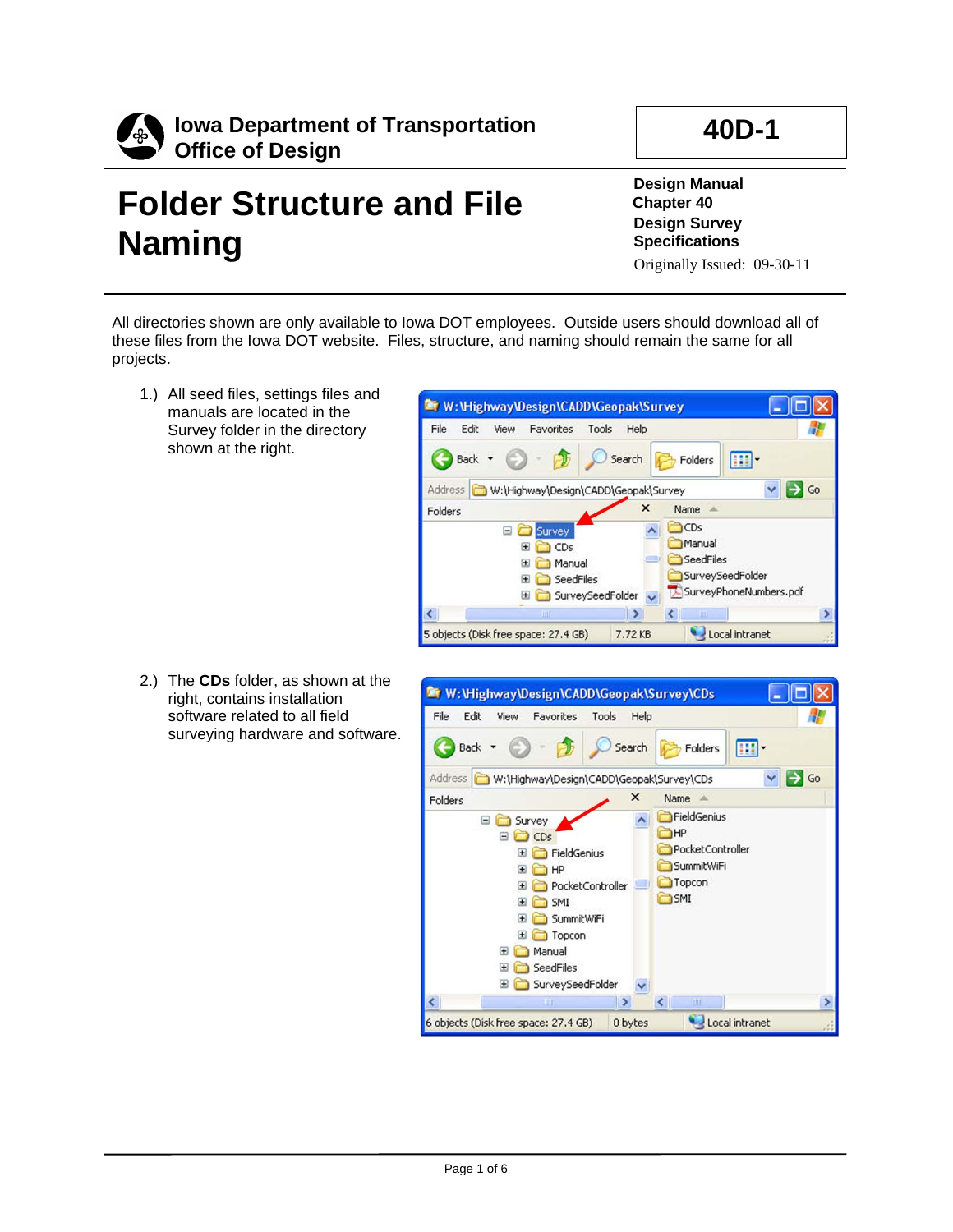**Iowa Department of Transportation**
**Office of Design**

**40D-1**

# Folder Structure and File Naming

**Design Manual**
**Chapter 40**
**Design Survey**
**Specifications**
Originally Issued: 09-30-11

All directories shown are only available to Iowa DOT employees. Outside users should download all of these files from the Iowa DOT website. Files, structure, and naming should remain the same for all projects.

1.) All seed files, settings files and manuals are located in the Survey folder in the directory shown at the right.

2.) The **CDs** folder, as shown at the right, contains installation software related to all field surveying hardware and software.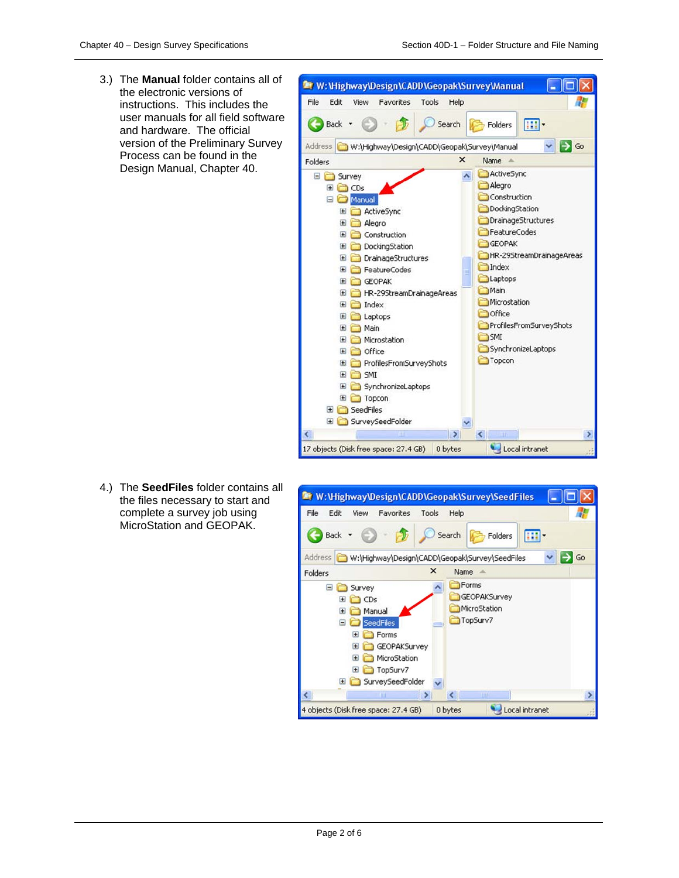3.) The **Manual** folder contains all of the electronic versions of instructions. This includes the user manuals for all field software and hardware. The official version of the Preliminary Survey Process can be found in the Design Manual, Chapter 40.

4.) The **SeedFiles** folder contains all the files necessary to start and complete a survey job using MicroStation and GEOPAK.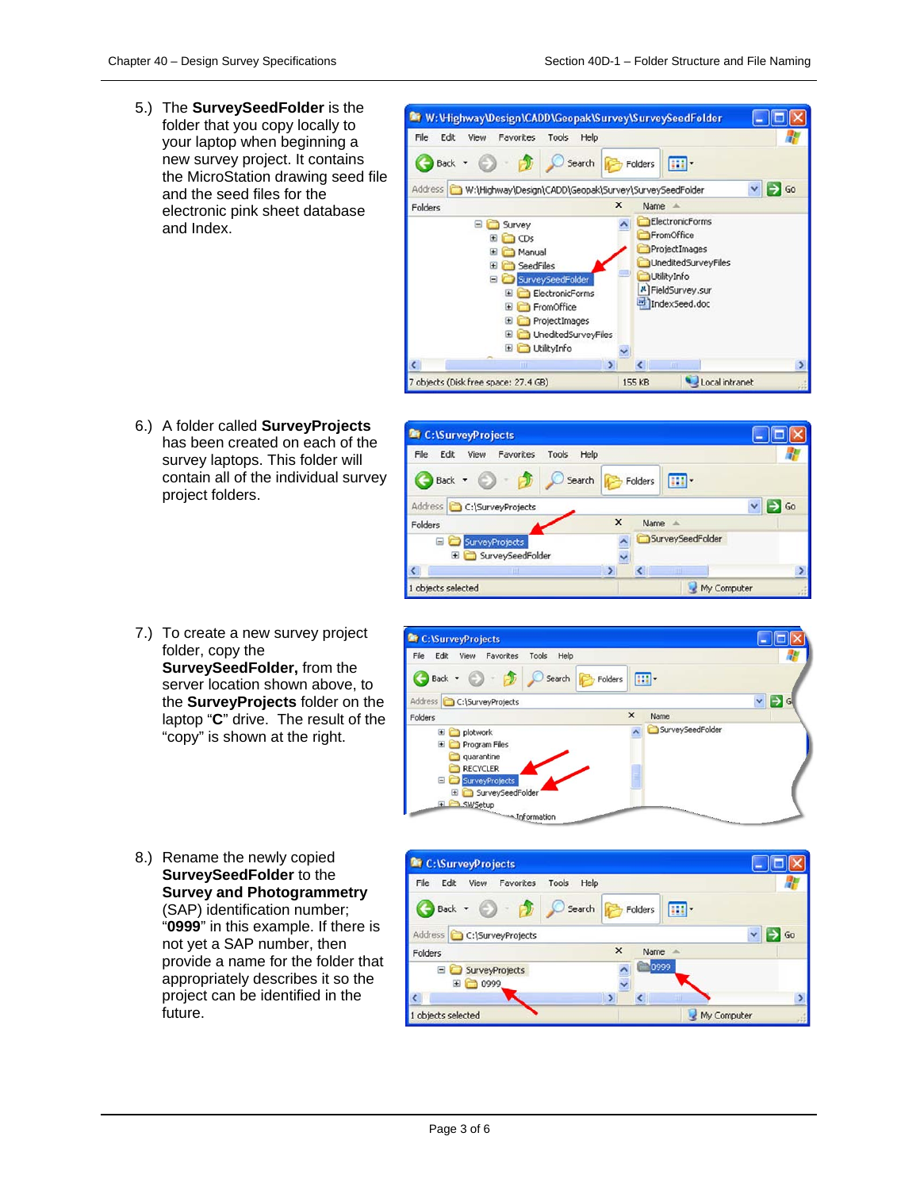5.) The **SurveySeedFolder** is the folder that you copy locally to your laptop when beginning a new survey project. It contains the MicroStation drawing seed file and the seed files for the electronic pink sheet database and Index.

6.) A folder called **SurveyProjects** has been created on each of the survey laptops. This folder will contain all of the individual survey project folders.

7.) To create a new survey project folder, copy the **SurveySeedFolder,** from the server location shown above, to the **SurveyProjects** folder on the laptop "**C**" drive. The result of the "copy" is shown at the right.

8.) Rename the newly copied **SurveySeedFolder** to the **Survey and Photogrammetry** (SAP) identification number; "**0999**" in this example. If there is not yet a SAP number, then provide a name for the folder that appropriately describes it so the project can be identified in the future.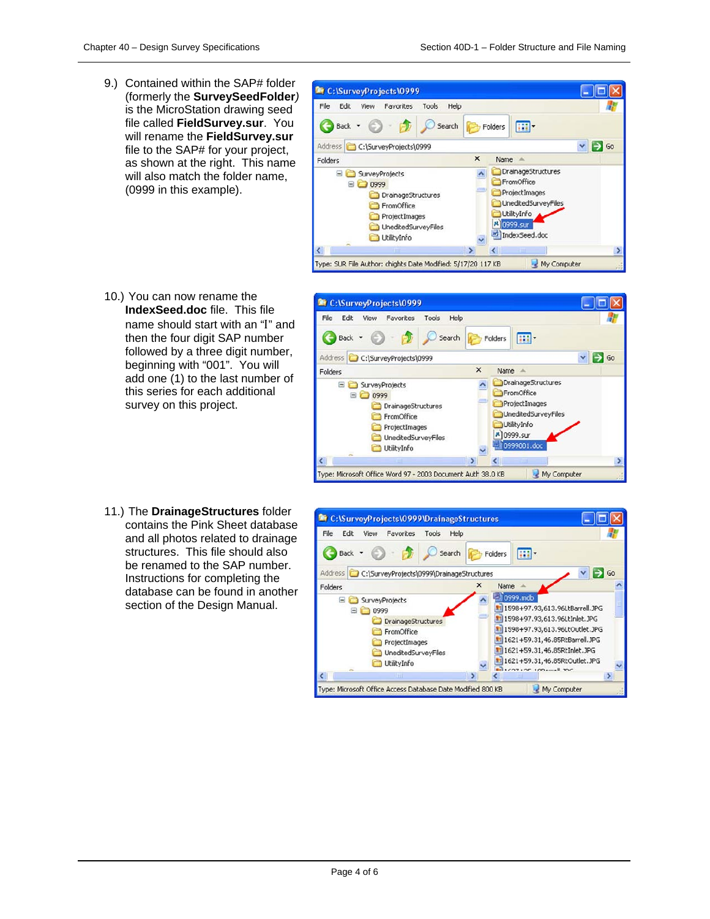9.) Contained within the SAP# folder (formerly the **SurveySeedFolder**) is the MicroStation drawing seed file called **FieldSurvey.sur**. You will rename the **FieldSurvey.sur** file to the SAP# for your project, as shown at the right. This name will also match the folder name, (0999 in this example).

10.) You can now rename the **IndexSeed.doc** file. This file name should start with an "I" and then the four digit SAP number followed by a three digit number, beginning with "001". You will add one (1) to the last number of this series for each additional survey on this project.

11.) The **DrainageStructures** folder contains the Pink Sheet database and all photos related to drainage structures. This file should also be renamed to the SAP number. Instructions for completing the database can be found in another section of the Design Manual.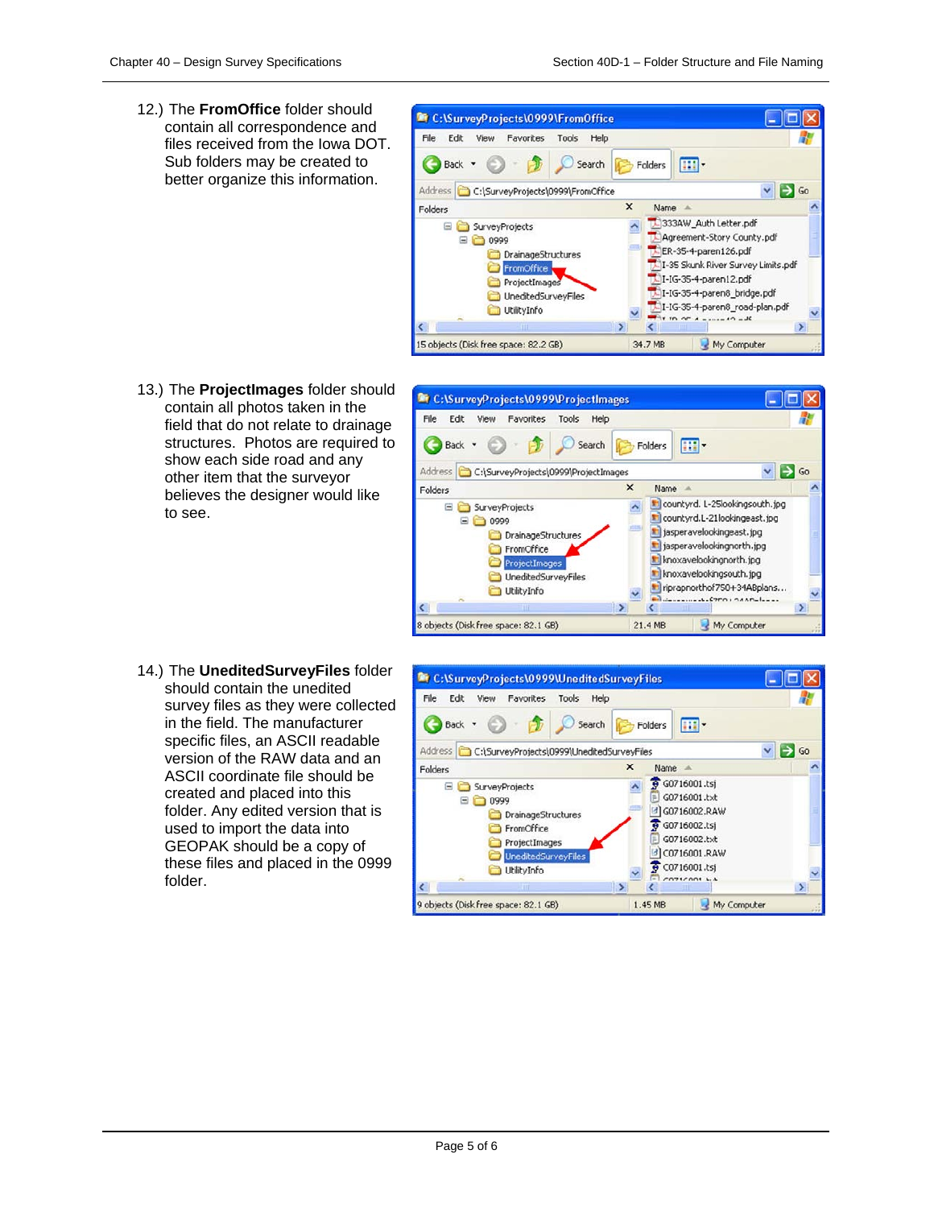12.) The **FromOffice** folder should contain all correspondence and files received from the Iowa DOT. Sub folders may be created to better organize this information.

13.) The **ProjectImages** folder should contain all photos taken in the field that do not relate to drainage structures. Photos are required to show each side road and any other item that the surveyor believes the designer would like to see.

14.) The **UneditedSurveyFiles** folder should contain the unedited survey files as they were collected in the field. The manufacturer specific files, an ASCII readable version of the RAW data and an ASCII coordinate file should be created and placed into this folder. Any edited version that is used to import the data into GEOPAK should be a copy of these files and placed in the 0999 folder.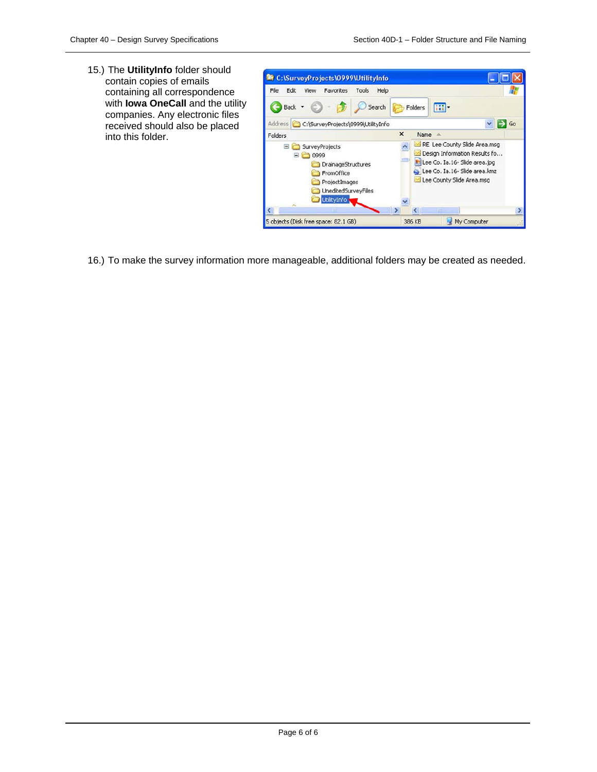15.) The **UtilityInfo** folder should contain copies of emails containing all correspondence with **Iowa OneCall** and the utility companies. Any electronic files received should also be placed into this folder.

16.) To make the survey information more manageable, additional folders may be created as needed.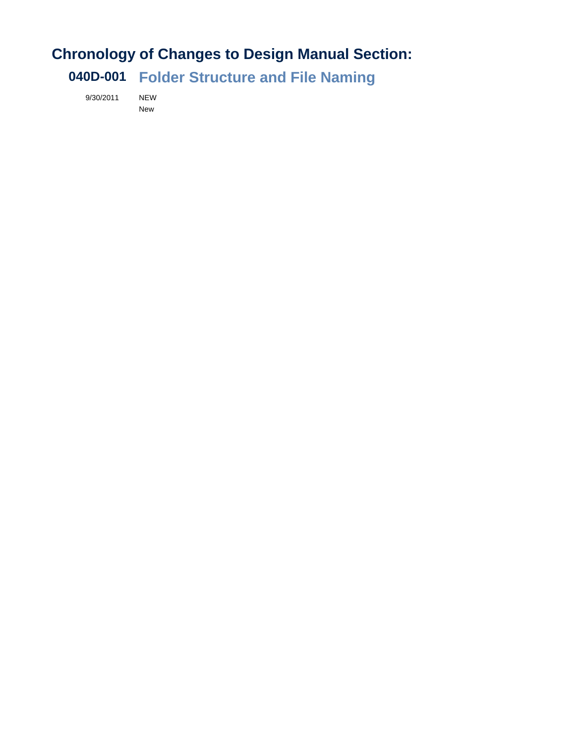# Chronology of Changes to Design Manual Section:

## 040D-001 Folder Structure and File Naming

9/30/2011 NEW

New